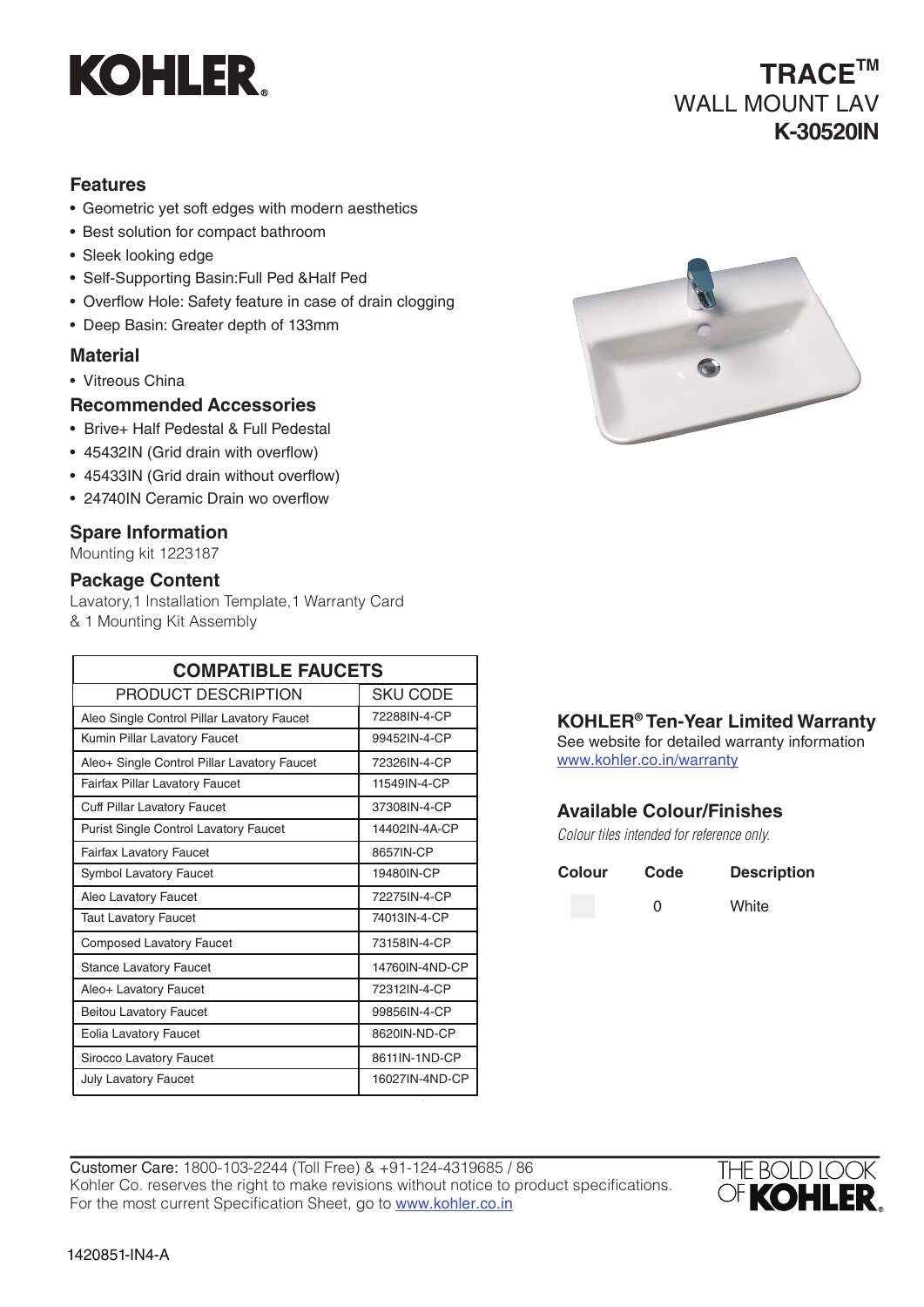# KOHLER

**TRACE™**
WALL MOUNT LAV
**K-30520IN**

## Features

- Geometric yet soft edges with modern aesthetics
- Best solution for compact bathroom
- Sleek looking edge
- Self-Supporting Basin:Full Ped &Half Ped
- Overflow Hole: Safety feature in case of drain clogging
- Deep Basin: Greater depth of 133mm

## Material

- Vitreous China

## Recommended Accessories

- Brive+ Half Pedestal & Full Pedestal
- 45432IN (Grid drain with overflow)
- 45433IN (Grid drain without overflow)
- 24740IN Ceramic Drain wo overflow

## Spare Information

Mounting kit 1223187

## Package Content

Lavatory,1 Installation Template,1 Warranty Card & 1 Mounting Kit Assembly

| COMPATIBLE FAUCETS | |
|---|---|
| PRODUCT DESCRIPTION | SKU CODE |
| Aleo Single Control Pillar Lavatory Faucet | 72288IN-4-CP |
| Kumin Pillar Lavatory Faucet | 99452IN-4-CP |
| Aleo+ Single Control Pillar Lavatory Faucet | 72326IN-4-CP |
| Fairfax Pillar Lavatory Faucet | 11549IN-4-CP |
| Cuff Pillar Lavatory Faucet | 37308IN-4-CP |
| Purist Single Control Lavatory Faucet | 14402IN-4A-CP |
| Fairfax Lavatory Faucet | 8657IN-CP |
| Symbol Lavatory Faucet | 19480IN-CP |
| Aleo Lavatory Faucet | 72275IN-4-CP |
| Taut Lavatory Faucet | 74013IN-4-CP |
| Composed Lavatory Faucet | 73158IN-4-CP |
| Stance Lavatory Faucet | 14760IN-4ND-CP |
| Aleo+ Lavatory Faucet | 72312IN-4-CP |
| Beitou Lavatory Faucet | 99856IN-4-CP |
| Eolia Lavatory Faucet | 8620IN-ND-CP |
| Sirocco Lavatory Faucet | 8611IN-1ND-CP |
| July Lavatory Faucet | 16027IN-4ND-CP |

## KOHLER® Ten-Year Limited Warranty

See website for detailed warranty information
www.kohler.co.in/warranty

## Available Colour/Finishes

*Colour tiles intended for reference only.*

| Colour | Code | Description |
|---|---|---|
| | 0 | White |

Customer Care: 1800-103-2244 (Toll Free) & +91-124-4319685 / 86
Kohler Co. reserves the right to make revisions without notice to product specifications.
For the most current Specification Sheet, go to www.kohler.co.in

THE BOLD LOOK OF KOHLER.

1420851-IN4-A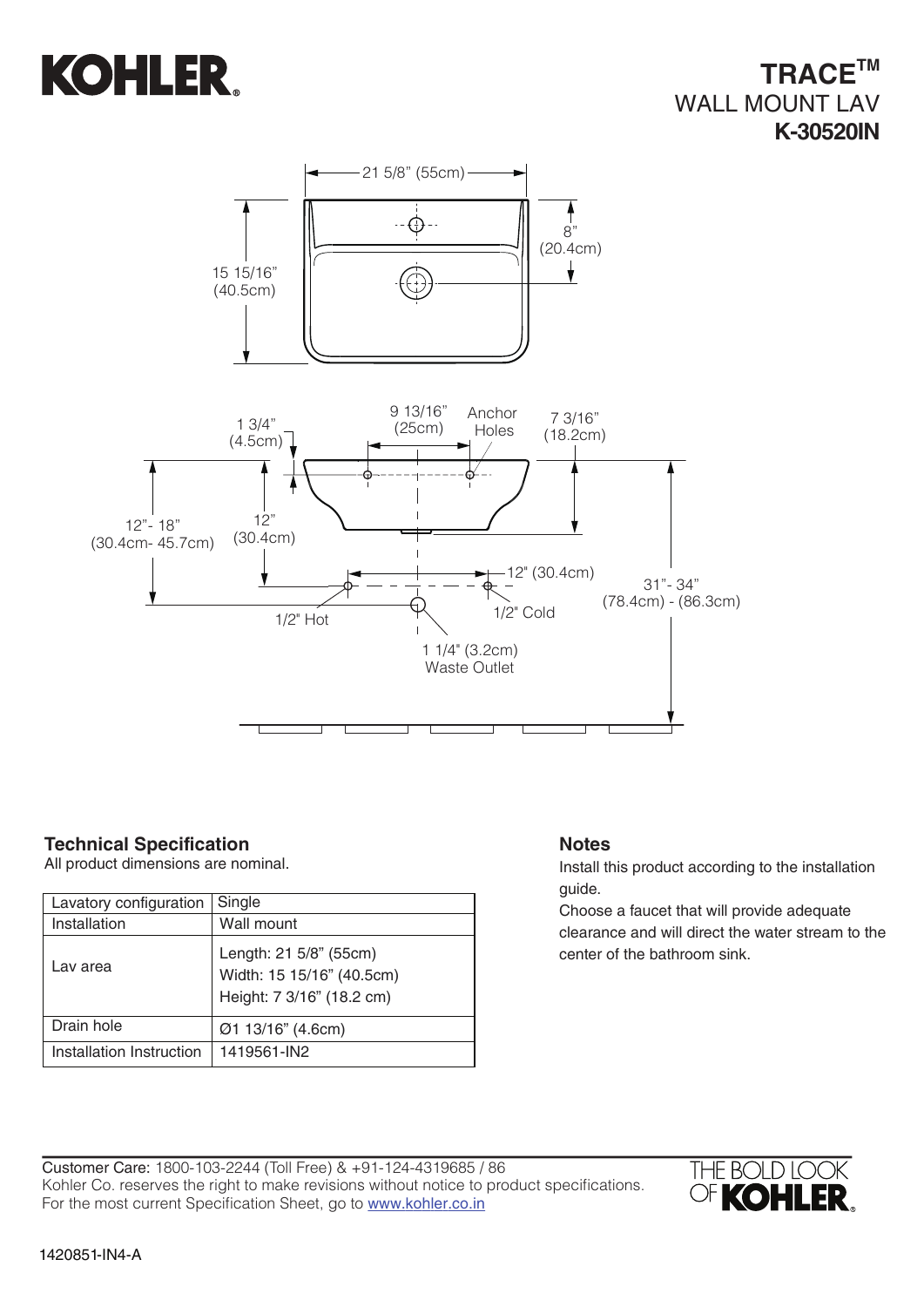# KOHLER

## TRACE™
## WALL MOUNT LAV
## K-30520IN

21 5/8" (55cm)

8" (20.4cm)

15 15/16" (40.5cm)

1 3/4" (4.5cm)

9 13/16" (25cm)

Anchor Holes

7 3/16" (18.2cm)

12"- 18" (30.4cm- 45.7cm)

12" (30.4cm)

12" (30.4cm)

31"- 34" (78.4cm) - (86.3cm)

1/2" Hot

1/2" Cold

1 1/4" (3.2cm) Waste Outlet

### Technical Specification

All product dimensions are nominal.

| | |
|---|---|
| Lavatory configuration | Single |
| Installation | Wall mount |
| Lav area | Length: 21 5/8" (55cm)<br>Width: 15 15/16" (40.5cm)<br>Height: 7 3/16" (18.2 cm) |
| Drain hole | Ø1 13/16" (4.6cm) |
| Installation Instruction | 1419561-IN2 |

### Notes

Install this product according to the installation guide.

Choose a faucet that will provide adequate clearance and will direct the water stream to the center of the bathroom sink.

Customer Care: 1800-103-2244 (Toll Free) & +91-124-4319685 / 86
Kohler Co. reserves the right to make revisions without notice to product specifications.
For the most current Specification Sheet, go to www.kohler.co.in

THE BOLD LOOK OF KOHLER.

1420851-IN4-A